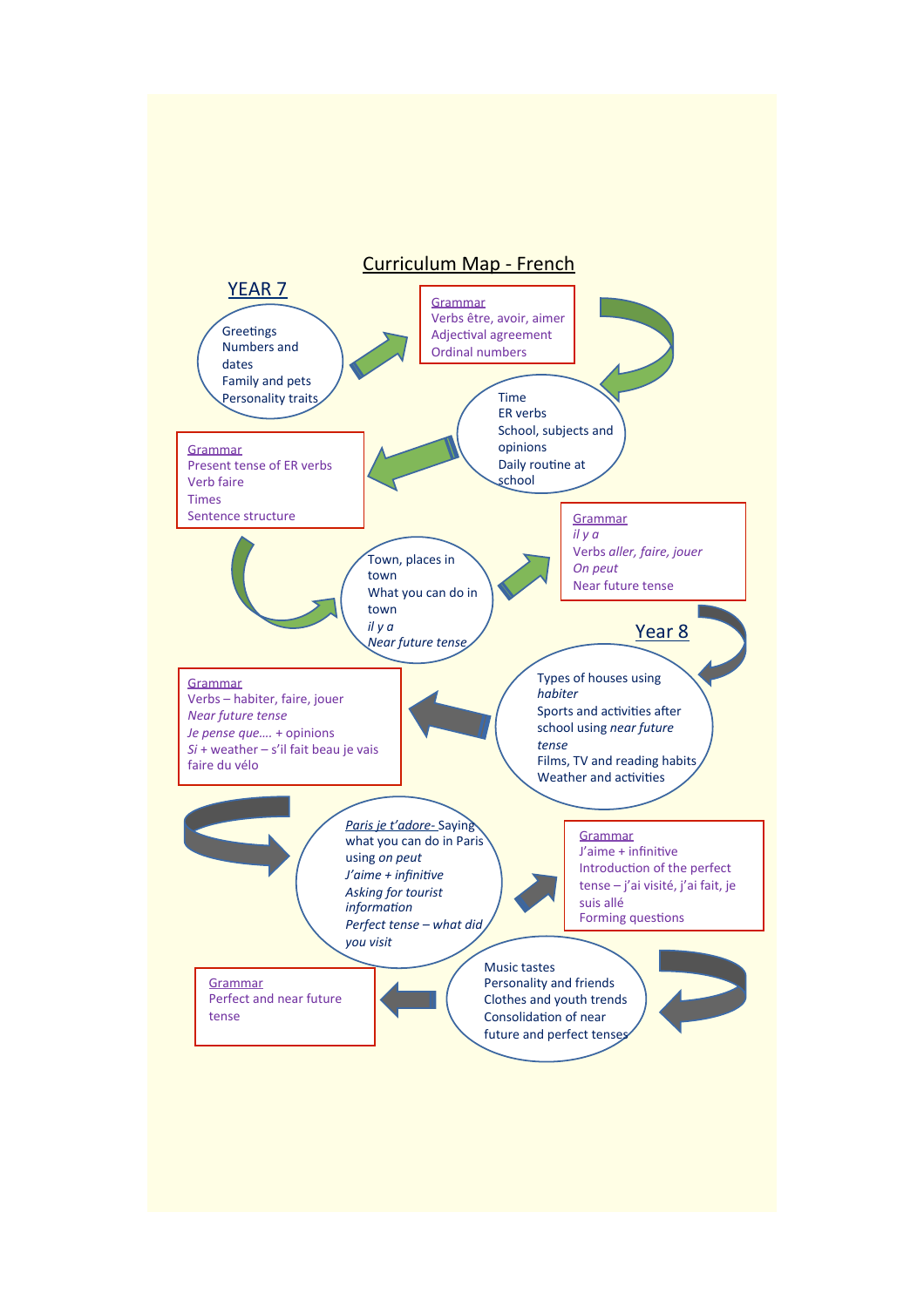# Curriculum Map - French

## YEAR 7

Greetings
Numbers and dates
Family and pets
Personality traits

Grammar
Verbs être, avoir, aimer
Adjectival agreement
Ordinal numbers

Time
ER verbs
School, subjects and opinions
Daily routine at school

Grammar
Present tense of ER verbs
Verb faire
Times
Sentence structure

Town, places in town
What you can do in town
*il y a*
*Near future tense*

Grammar
*il y a*
Verbs *aller, faire, jouer*
*On peut*
Near future tense

## Year 8

Types of houses using *habiter*
Sports and activities after school using *near future tense*
Films, TV and reading habits
Weather and activities

Grammar
Verbs – habiter, faire, jouer
*Near future tense*
*Je pense que….* + opinions
*Si* + weather – s'il fait beau je vais faire du vélo

*Paris je t'adore-* Saying what you can do in Paris using *on peut*
*J'aime + infinitive*
*Asking for tourist information*
*Perfect tense – what did you visit*

Grammar
J'aime + infinitive
Introduction of the perfect tense – j'ai visité, j'ai fait, je suis allé
Forming questions

Music tastes
Personality and friends
Clothes and youth trends
Consolidation of near future and perfect tenses

Grammar
Perfect and near future tense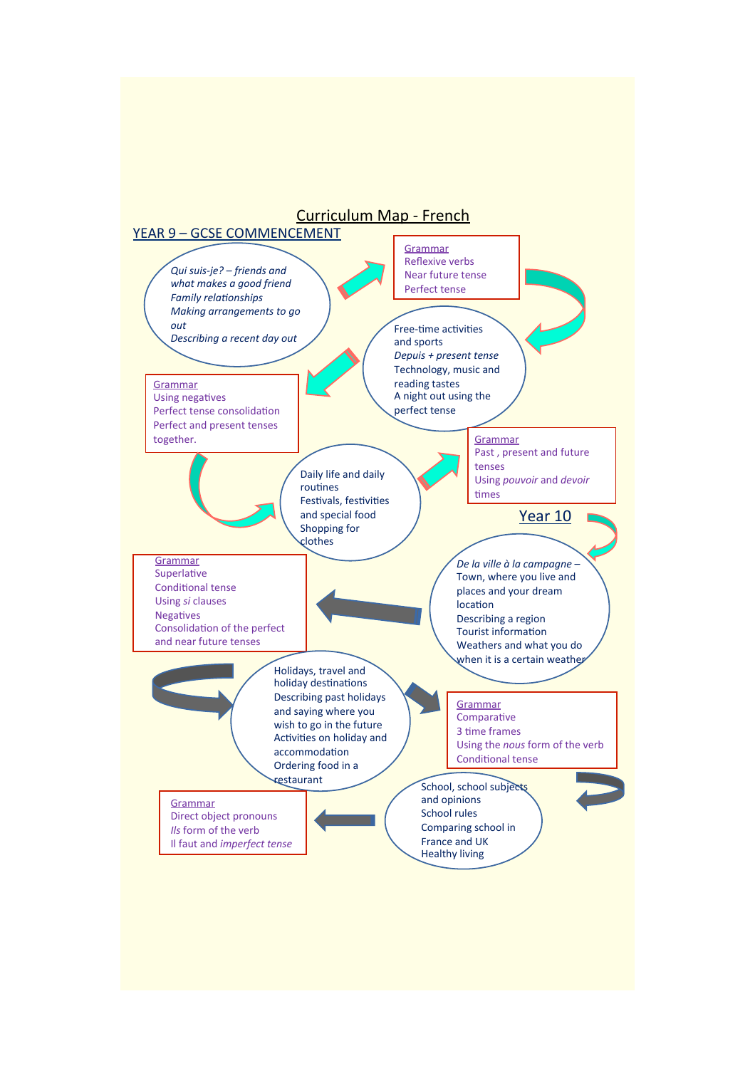# Curriculum Map - French

## YEAR 9 – GCSE COMMENCEMENT

*Qui suis-je? – friends and what makes a good friend*
*Family relationships*
*Making arrangements to go out*
*Describing a recent day out*

Grammar
Reflexive verbs
Near future tense
Perfect tense

Free-time activities and sports
*Depuis + present tense*
Technology, music and reading tastes
A night out using the perfect tense

Grammar
Using negatives
Perfect tense consolidation
Perfect and present tenses together.

Daily life and daily routines
Festivals, festivities and special food
Shopping for clothes

Grammar
Past , present and future tenses
Using *pouvoir* and *devoir*
times

## Year 10

*De la ville à la campagne* –
Town, where you live and places and your dream location
Describing a region
Tourist information
Weathers and what you do when it is a certain weather

Grammar
Superlative
Conditional tense
Using *si* clauses
Negatives
Consolidation of the perfect and near future tenses

Holidays, travel and holiday destinations
Describing past holidays and saying where you wish to go in the future
Activities on holiday and accommodation
Ordering food in a restaurant

Grammar
Comparative
3 time frames
Using the *nous* form of the verb
Conditional tense

School, school subjects and opinions
School rules
Comparing school in France and UK
Healthy living

Grammar
Direct object pronouns
*Ils* form of the verb
Il faut and *imperfect tense*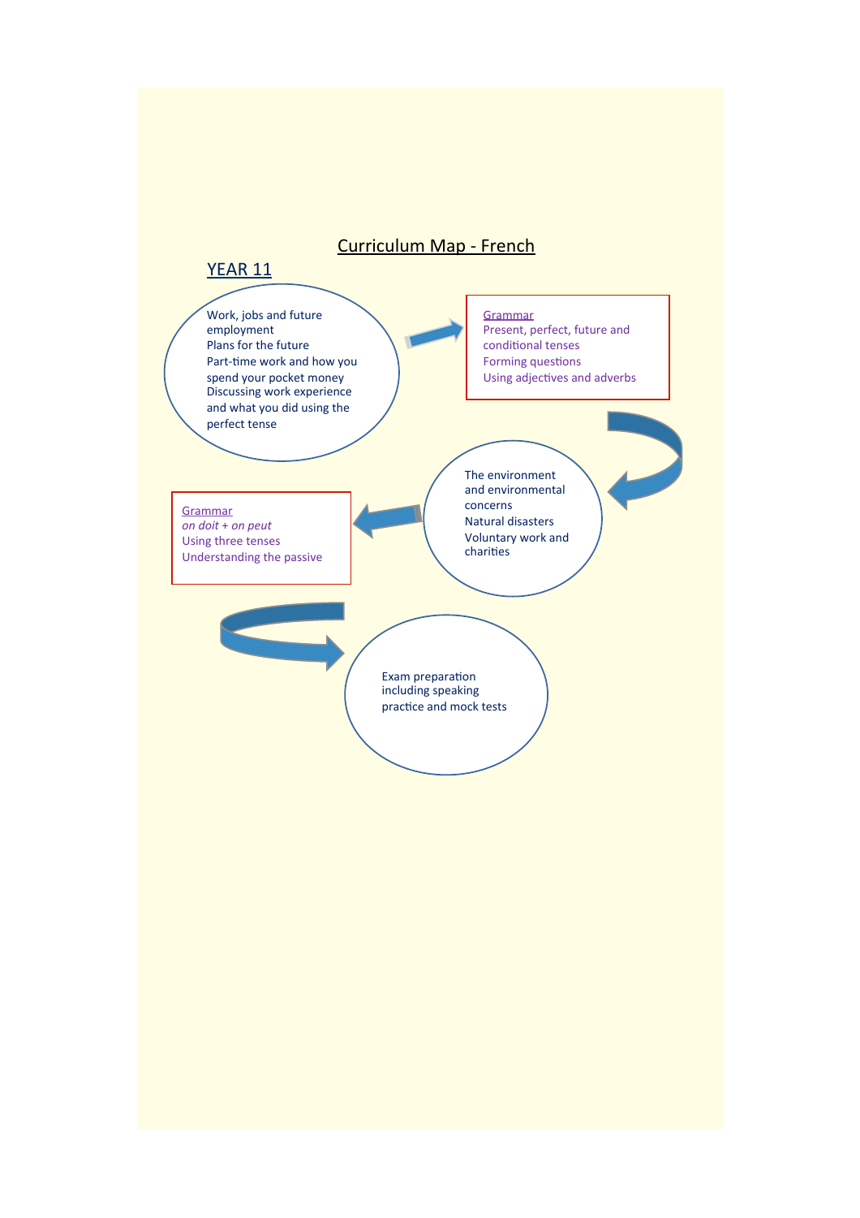# Curriculum Map - French

## YEAR 11

Work, jobs and future employment
Plans for the future
Part-time work and how you spend your pocket money
Discussing work experience and what you did using the perfect tense

Grammar
Present, perfect, future and conditional tenses
Forming questions
Using adjectives and adverbs

The environment and environmental concerns
Natural disasters
Voluntary work and charities

Grammar
*on doit + on peut*
Using three tenses
Understanding the passive

Exam preparation including speaking practice and mock tests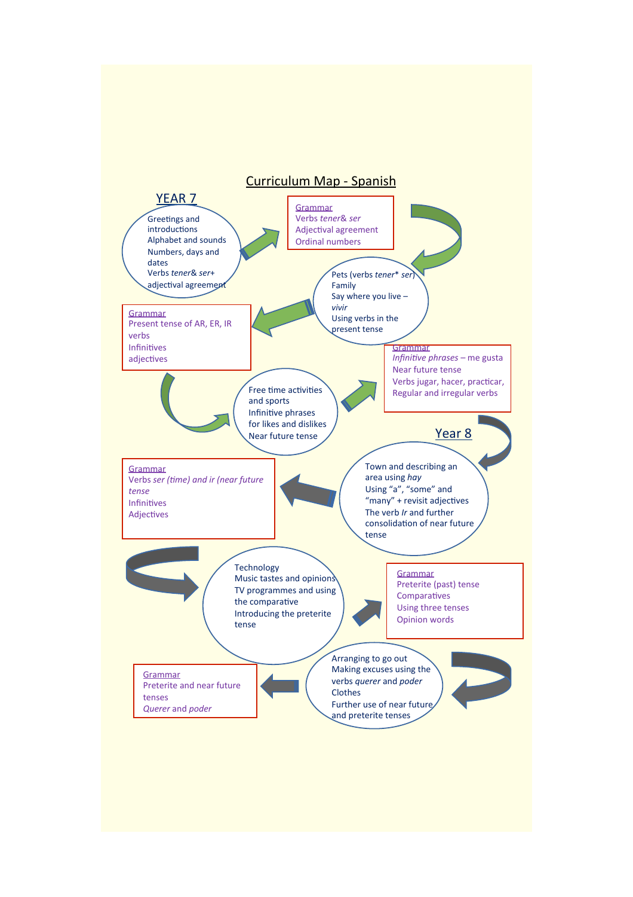# Curriculum Map - Spanish

## YEAR 7

Greetings and introductions
Alphabet and sounds
Numbers, days and dates
Verbs *tener*& *ser*+ adjectival agreement

Grammar
Verbs *tener*& *ser*
Adjectival agreement
Ordinal numbers

Pets (verbs *tener\* ser*)
Family
Say where you live – *vivir*
Using verbs in the present tense

Grammar
Present tense of AR, ER, IR verbs
Infinitives
adjectives

Free time activities and sports
Infinitive phrases for likes and dislikes
Near future tense

Grammar
*Infinitive phrases* – me gusta
Near future tense
Verbs jugar, hacer, practicar,
Regular and irregular verbs

## Year 8

Town and describing an area using *hay*
Using "a", "some" and "many" + revisit adjectives
The verb *Ir* and further consolidation of near future tense

Grammar
Verbs *ser (time) and ir (near future tense*
Infinitives
Adjectives

Technology
Music tastes and opinions
TV programmes and using the comparative
Introducing the preterite tense

Grammar
Preterite (past) tense
Comparatives
Using three tenses
Opinion words

Arranging to go out
Making excuses using the verbs *querer* and *poder*
Clothes
Further use of near future and preterite tenses

Grammar
Preterite and near future tenses
*Querer* and *poder*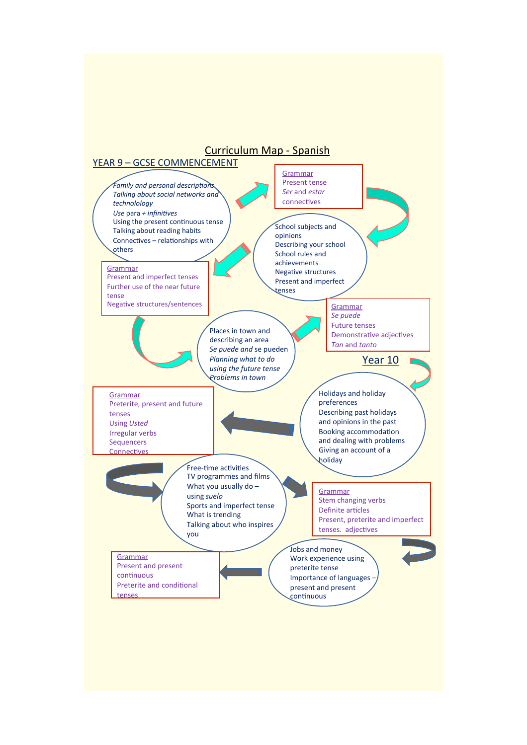# Curriculum Map - Spanish

## YEAR 9 – GCSE COMMENCEMENT

*Family and personal descriptions*
*Talking about social networks and technology*
*Use para + infinitives*
Using the present continuous tense
Talking about reading habits
Connectives – relationships with others

Grammar
Present tense
*Ser* and *estar*
connectives

School subjects and opinions
Describing your school
School rules and achievements
Negative structures
Present and imperfect tenses

Grammar
Present and imperfect tenses
Further use of the near future tense
Negative structures/sentences

Places in town and describing an area
*Se puede and* se pueden
*Planning what to do using the future tense*
*Problems in town*

Grammar
*Se puede*
Future tenses
Demonstrative adjectives
*Tan* and *tanto*

## Year 10

Holidays and holiday preferences
Describing past holidays and opinions in the past
Booking accommodation and dealing with problems
Giving an account of a holiday

Grammar
Preterite, present and future tenses
Using *Usted*
Irregular verbs
Sequencers
Connectives

Free-time activities
TV programmes and films
What you usually do – using *suelo*
Sports and imperfect tense
What is trending
Talking about who inspires you

Grammar
Stem changing verbs
Definite articles
Present, preterite and imperfect tenses. adjectives

Jobs and money
Work experience using preterite tense
Importance of languages – present and present continuous

Grammar
Present and present continuous
Preterite and conditional tenses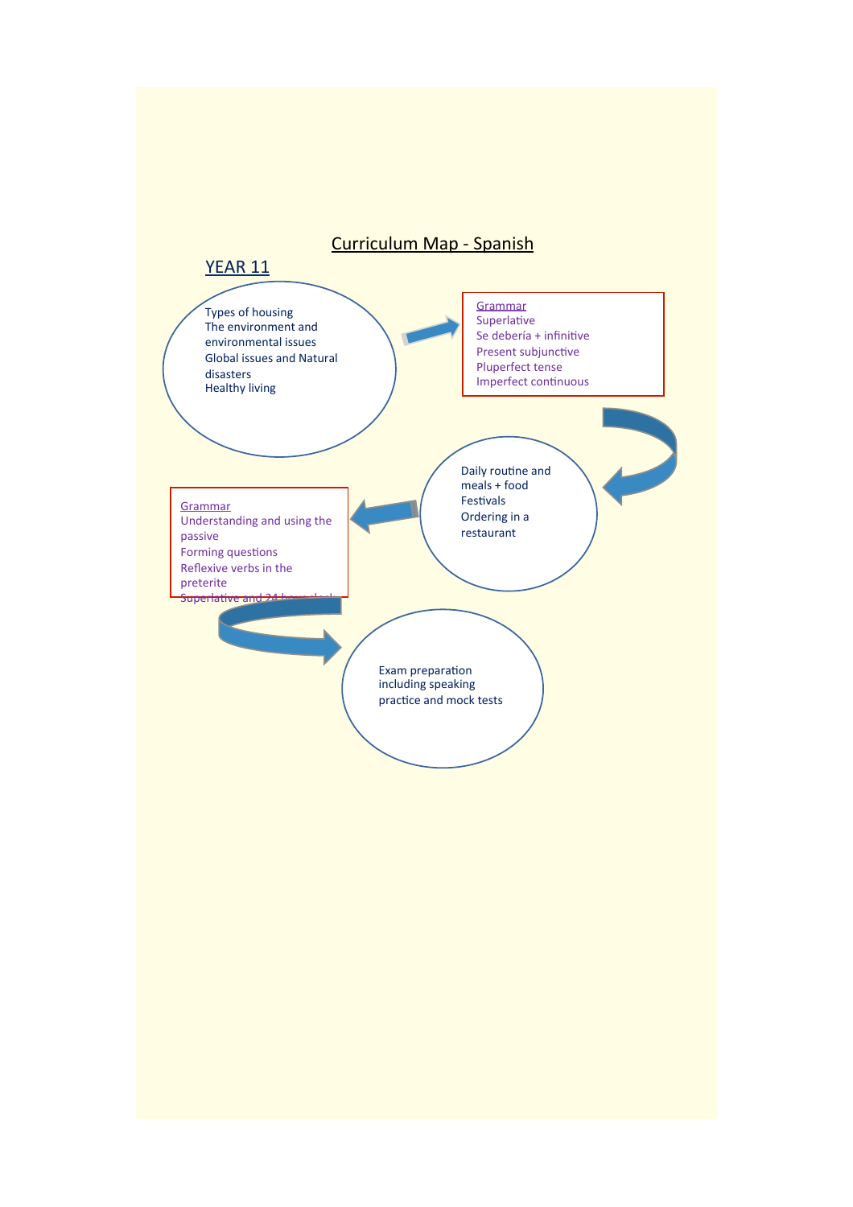# Curriculum Map - Spanish

## YEAR 11

Types of housing
The environment and environmental issues
Global issues and Natural disasters
Healthy living

Grammar
Superlative
Se debería + infinitive
Present subjunctive
Pluperfect tense
Imperfect continuous

Daily routine and meals + food
Festivals
Ordering in a restaurant

Grammar
Understanding and using the passive
Forming questions
Reflexive verbs in the preterite
Superlative and 24 hour clock

Exam preparation including speaking practice and mock tests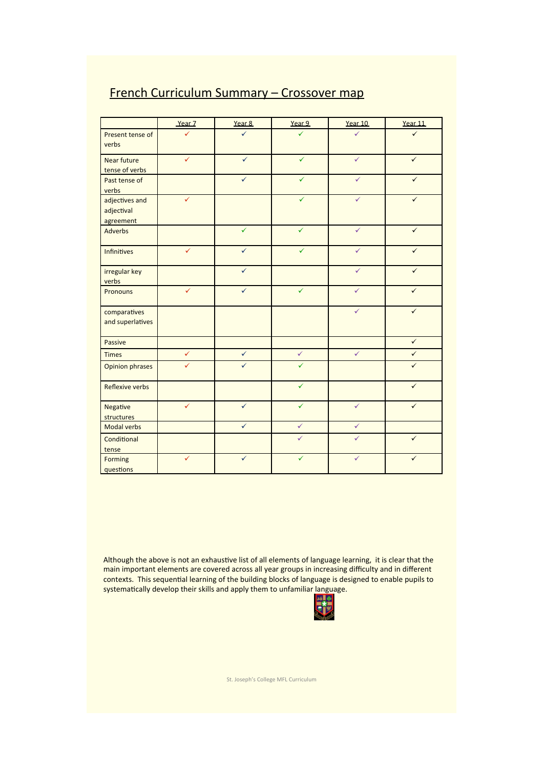# French Curriculum Summary – Crossover map

| | Year 7 | Year 8 | Year 9 | Year 10 | Year 11 |
|---|---|---|---|---|---|
| Present tense of verbs | ✓ | ✓ | ✓ | ✓ | ✓ |
| Near future tense of verbs | ✓ | ✓ | ✓ | ✓ | ✓ |
| Past tense of verbs | | ✓ | ✓ | ✓ | ✓ |
| adjectives and adjectival agreement | ✓ | | ✓ | ✓ | ✓ |
| Adverbs | | ✓ | ✓ | ✓ | ✓ |
| Infinitives | ✓ | ✓ | ✓ | ✓ | ✓ |
| irregular key verbs | | ✓ | | ✓ | ✓ |
| Pronouns | ✓ | ✓ | ✓ | ✓ | ✓ |
| comparatives and superlatives | | | | ✓ | ✓ |
| Passive | | | | | ✓ |
| Times | ✓ | ✓ | ✓ | ✓ | ✓ |
| Opinion phrases | ✓ | ✓ | ✓ | | ✓ |
| Reflexive verbs | | | ✓ | | ✓ |
| Negative structures | ✓ | ✓ | ✓ | ✓ | ✓ |
| Modal verbs | | ✓ | ✓ | ✓ | |
| Conditional tense | | | ✓ | ✓ | ✓ |
| Forming questions | ✓ | ✓ | ✓ | ✓ | ✓ |

Although the above is not an exhaustive list of all elements of language learning, it is clear that the main important elements are covered across all year groups in increasing difficulty and in different contexts. This sequential learning of the building blocks of language is designed to enable pupils to systematically develop their skills and apply them to unfamiliar language.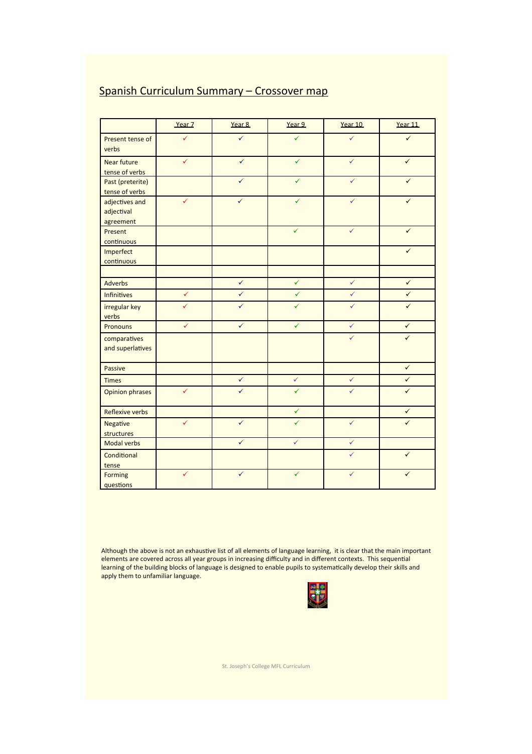# Spanish Curriculum Summary – Crossover map

| | Year 7 | Year 8 | Year 9 | Year 10 | Year 11 |
|---|---|---|---|---|---|
| Present tense of verbs | ✓ | ✓ | ✓ | ✓ | ✓ |
| Near future tense of verbs | ✓ | ✓ | ✓ | ✓ | ✓ |
| Past (preterite) tense of verbs | | ✓ | ✓ | ✓ | ✓ |
| adjectives and adjectival agreement | ✓ | ✓ | ✓ | ✓ | ✓ |
| Present continuous | | | ✓ | ✓ | ✓ |
| Imperfect continuous | | | | | ✓ |
| | | | | | |
| Adverbs | | ✓ | ✓ | ✓ | ✓ |
| Infinitives | ✓ | ✓ | ✓ | ✓ | ✓ |
| irregular key verbs | ✓ | ✓ | ✓ | ✓ | ✓ |
| Pronouns | ✓ | ✓ | ✓ | ✓ | ✓ |
| comparatives and superlatives | | | | ✓ | ✓ |
| Passive | | | | | ✓ |
| Times | | ✓ | ✓ | ✓ | ✓ |
| Opinion phrases | ✓ | ✓ | ✓ | ✓ | ✓ |
| Reflexive verbs | | | ✓ | | ✓ |
| Negative structures | ✓ | ✓ | ✓ | ✓ | ✓ |
| Modal verbs | | ✓ | ✓ | ✓ | |
| Conditional tense | | | | ✓ | ✓ |
| Forming questions | ✓ | ✓ | ✓ | ✓ | ✓ |

Although the above is not an exhaustive list of all elements of language learning, it is clear that the main important elements are covered across all year groups in increasing difficulty and in different contexts. This sequential learning of the building blocks of language is designed to enable pupils to systematically develop their skills and apply them to unfamiliar language.